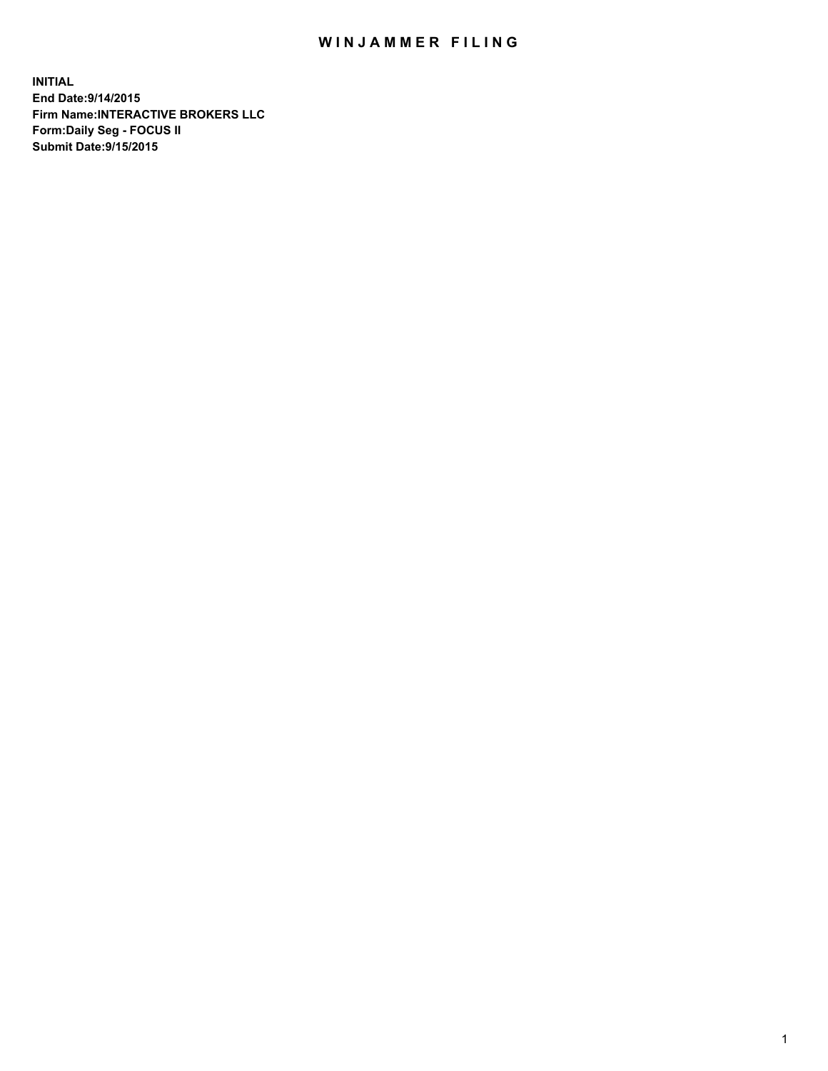# WINJAMMER FILING

**INITIAL**
**End Date:9/14/2015**
**Firm Name:INTERACTIVE BROKERS LLC**
**Form:Daily Seg - FOCUS II**
**Submit Date:9/15/2015**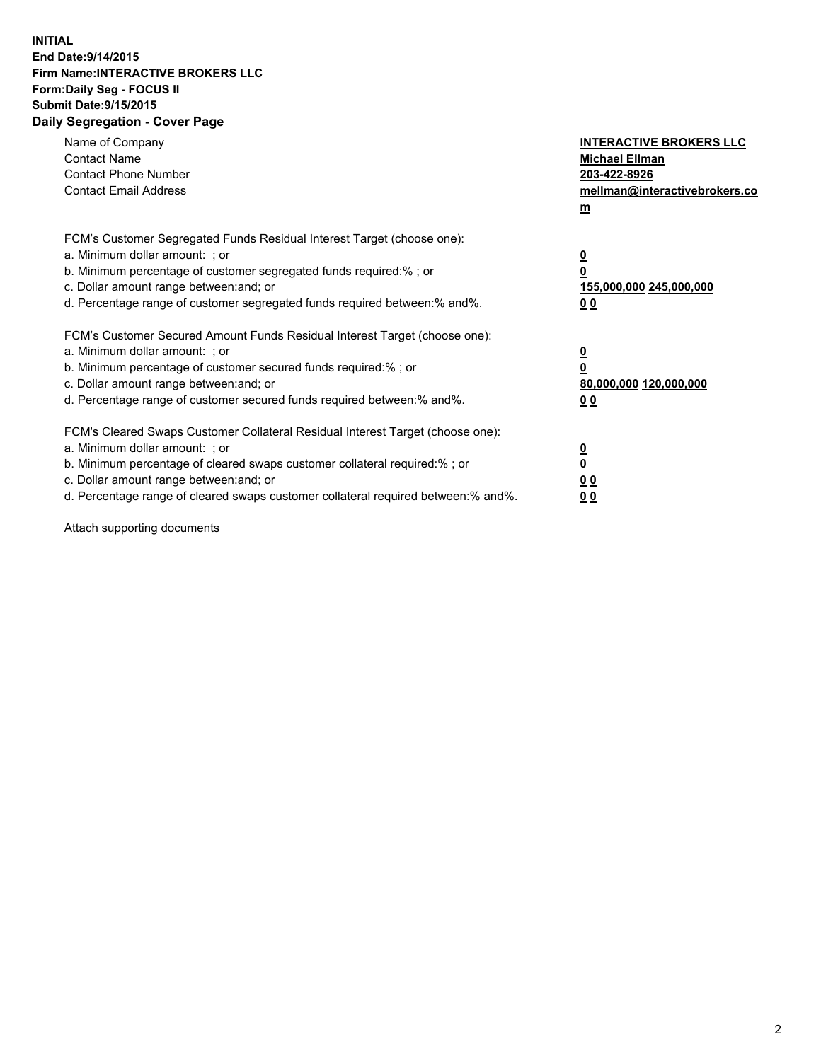**INITIAL**
**End Date:9/14/2015**
**Firm Name:INTERACTIVE BROKERS LLC**
**Form:Daily Seg - FOCUS II**
**Submit Date:9/15/2015**

## Daily Segregation - Cover Page

| | |
|---|---|
| Name of Company | **INTERACTIVE BROKERS LLC** |
| Contact Name | **Michael Ellman** |
| Contact Phone Number | **203-422-8926** |
| Contact Email Address | **mellman@interactivebrokers.com** |

| | |
|---|---|
| FCM's Customer Segregated Funds Residual Interest Target (choose one): | |
| a. Minimum dollar amount: ; or | **0** |
| b. Minimum percentage of customer segregated funds required:% ; or | **0** |
| c. Dollar amount range between:and; or | **155,000,000 245,000,000** |
| d. Percentage range of customer segregated funds required between:% and%. | **0 0** |
| FCM's Customer Secured Amount Funds Residual Interest Target (choose one): | |
| a. Minimum dollar amount: ; or | **0** |
| b. Minimum percentage of customer secured funds required:% ; or | **0** |
| c. Dollar amount range between:and; or | **80,000,000 120,000,000** |
| d. Percentage range of customer secured funds required between:% and%. | **0 0** |
| FCM's Cleared Swaps Customer Collateral Residual Interest Target (choose one): | |
| a. Minimum dollar amount: ; or | **0** |
| b. Minimum percentage of cleared swaps customer collateral required:% ; or | **0** |
| c. Dollar amount range between:and; or | **0 0** |
| d. Percentage range of cleared swaps customer collateral required between:% and%. | **0 0** |

Attach supporting documents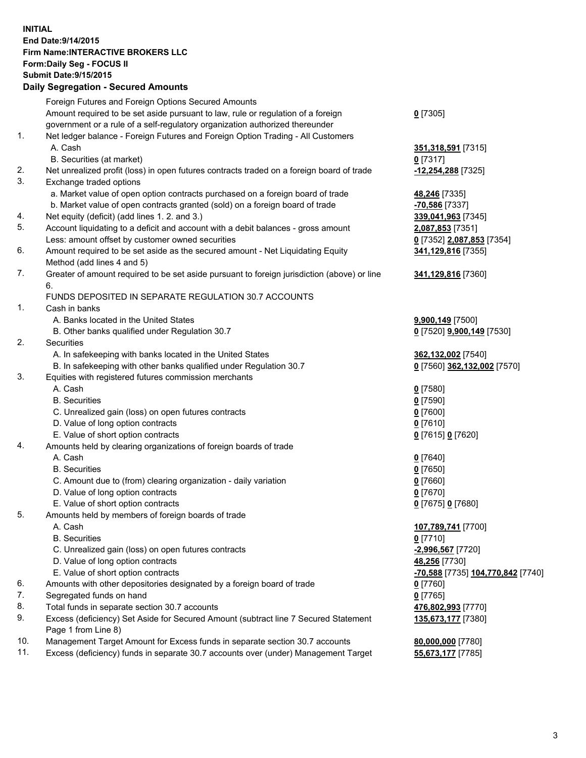**INITIAL**
**End Date:9/14/2015**
**Firm Name:INTERACTIVE BROKERS LLC**
**Form:Daily Seg - FOCUS II**
**Submit Date:9/15/2015**

## Daily Segregation - Secured Amounts

| | | |
|---|---|---|
| | Foreign Futures and Foreign Options Secured Amounts | |
| | Amount required to be set aside pursuant to law, rule or regulation of a foreign government or a rule of a self-regulatory organization authorized thereunder | **0** [7305] |
| 1. | Net ledger balance - Foreign Futures and Foreign Option Trading - All Customers | |
| | A. Cash | **351,318,591** [7315] |
| | B. Securities (at market) | **0** [7317] |
| 2. | Net unrealized profit (loss) in open futures contracts traded on a foreign board of trade | **-12,254,288** [7325] |
| 3. | Exchange traded options | |
| | a. Market value of open option contracts purchased on a foreign board of trade | **48,246** [7335] |
| | b. Market value of open contracts granted (sold) on a foreign board of trade | **-70,586** [7337] |
| 4. | Net equity (deficit) (add lines 1. 2. and 3.) | **339,041,963** [7345] |
| 5. | Account liquidating to a deficit and account with a debit balances - gross amount | **2,087,853** [7351] |
| | Less: amount offset by customer owned securities | **0** [7352] **2,087,853** [7354] |
| 6. | Amount required to be set aside as the secured amount - Net Liquidating Equity Method (add lines 4 and 5) | **341,129,816** [7355] |
| 7. | Greater of amount required to be set aside pursuant to foreign jurisdiction (above) or line 6. | **341,129,816** [7360] |
| | FUNDS DEPOSITED IN SEPARATE REGULATION 30.7 ACCOUNTS | |
| 1. | Cash in banks | |
| | A. Banks located in the United States | **9,900,149** [7500] |
| | B. Other banks qualified under Regulation 30.7 | **0** [7520] **9,900,149** [7530] |
| 2. | Securities | |
| | A. In safekeeping with banks located in the United States | **362,132,002** [7540] |
| | B. In safekeeping with other banks qualified under Regulation 30.7 | **0** [7560] **362,132,002** [7570] |
| 3. | Equities with registered futures commission merchants | |
| | A. Cash | **0** [7580] |
| | B. Securities | **0** [7590] |
| | C. Unrealized gain (loss) on open futures contracts | **0** [7600] |
| | D. Value of long option contracts | **0** [7610] |
| | E. Value of short option contracts | **0** [7615] **0** [7620] |
| 4. | Amounts held by clearing organizations of foreign boards of trade | |
| | A. Cash | **0** [7640] |
| | B. Securities | **0** [7650] |
| | C. Amount due to (from) clearing organization - daily variation | **0** [7660] |
| | D. Value of long option contracts | **0** [7670] |
| | E. Value of short option contracts | **0** [7675] **0** [7680] |
| 5. | Amounts held by members of foreign boards of trade | |
| | A. Cash | **107,789,741** [7700] |
| | B. Securities | **0** [7710] |
| | C. Unrealized gain (loss) on open futures contracts | **-2,996,567** [7720] |
| | D. Value of long option contracts | **48,256** [7730] |
| | E. Value of short option contracts | **-70,588** [7735] **104,770,842** [7740] |
| 6. | Amounts with other depositories designated by a foreign board of trade | **0** [7760] |
| 7. | Segregated funds on hand | **0** [7765] |
| 8. | Total funds in separate section 30.7 accounts | **476,802,993** [7770] |
| 9. | Excess (deficiency) Set Aside for Secured Amount (subtract line 7 Secured Statement Page 1 from Line 8) | **135,673,177** [7380] |
| 10. | Management Target Amount for Excess funds in separate section 30.7 accounts | **80,000,000** [7780] |
| 11. | Excess (deficiency) funds in separate 30.7 accounts over (under) Management Target | **55,673,177** [7785] |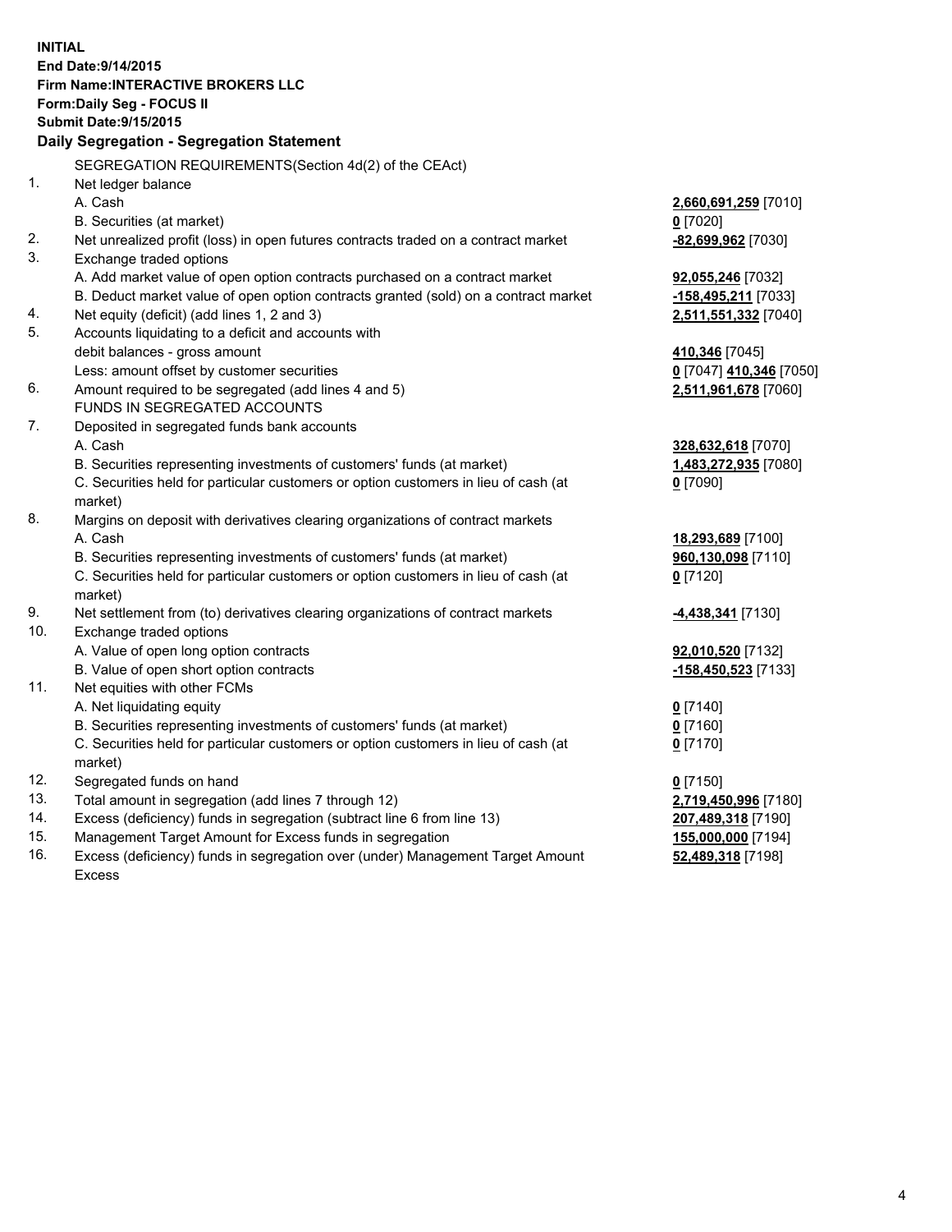**INITIAL**
**End Date:9/14/2015**
**Firm Name:INTERACTIVE BROKERS LLC**
**Form:Daily Seg - FOCUS II**
**Submit Date:9/15/2015**

### Daily Segregation - Segregation Statement

SEGREGATION REQUIREMENTS(Section 4d(2) of the CEAct)

| | | |
|---|---|---|
| 1. | Net ledger balance | |
| | A. Cash | **2,660,691,259** [7010] |
| | B. Securities (at market) | **0** [7020] |
| 2. | Net unrealized profit (loss) in open futures contracts traded on a contract market | **-82,699,962** [7030] |
| 3. | Exchange traded options | |
| | A. Add market value of open option contracts purchased on a contract market | **92,055,246** [7032] |
| | B. Deduct market value of open option contracts granted (sold) on a contract market | **-158,495,211** [7033] |
| 4. | Net equity (deficit) (add lines 1, 2 and 3) | **2,511,551,332** [7040] |
| 5. | Accounts liquidating to a deficit and accounts with debit balances - gross amount | **410,346** [7045] |
| | Less: amount offset by customer securities | **0** [7047] **410,346** [7050] |
| 6. | Amount required to be segregated (add lines 4 and 5) | **2,511,961,678** [7060] |
| | FUNDS IN SEGREGATED ACCOUNTS | |
| 7. | Deposited in segregated funds bank accounts | |
| | A. Cash | **328,632,618** [7070] |
| | B. Securities representing investments of customers' funds (at market) | **1,483,272,935** [7080] |
| | C. Securities held for particular customers or option customers in lieu of cash (at market) | **0** [7090] |
| 8. | Margins on deposit with derivatives clearing organizations of contract markets | |
| | A. Cash | **18,293,689** [7100] |
| | B. Securities representing investments of customers' funds (at market) | **960,130,098** [7110] |
| | C. Securities held for particular customers or option customers in lieu of cash (at market) | **0** [7120] |
| 9. | Net settlement from (to) derivatives clearing organizations of contract markets | **-4,438,341** [7130] |
| 10. | Exchange traded options | |
| | A. Value of open long option contracts | **92,010,520** [7132] |
| | B. Value of open short option contracts | **-158,450,523** [7133] |
| 11. | Net equities with other FCMs | |
| | A. Net liquidating equity | **0** [7140] |
| | B. Securities representing investments of customers' funds (at market) | **0** [7160] |
| | C. Securities held for particular customers or option customers in lieu of cash (at market) | **0** [7170] |
| 12. | Segregated funds on hand | **0** [7150] |
| 13. | Total amount in segregation (add lines 7 through 12) | **2,719,450,996** [7180] |
| 14. | Excess (deficiency) funds in segregation (subtract line 6 from line 13) | **207,489,318** [7190] |
| 15. | Management Target Amount for Excess funds in segregation | **155,000,000** [7194] |
| 16. | Excess (deficiency) funds in segregation over (under) Management Target Amount Excess | **52,489,318** [7198] |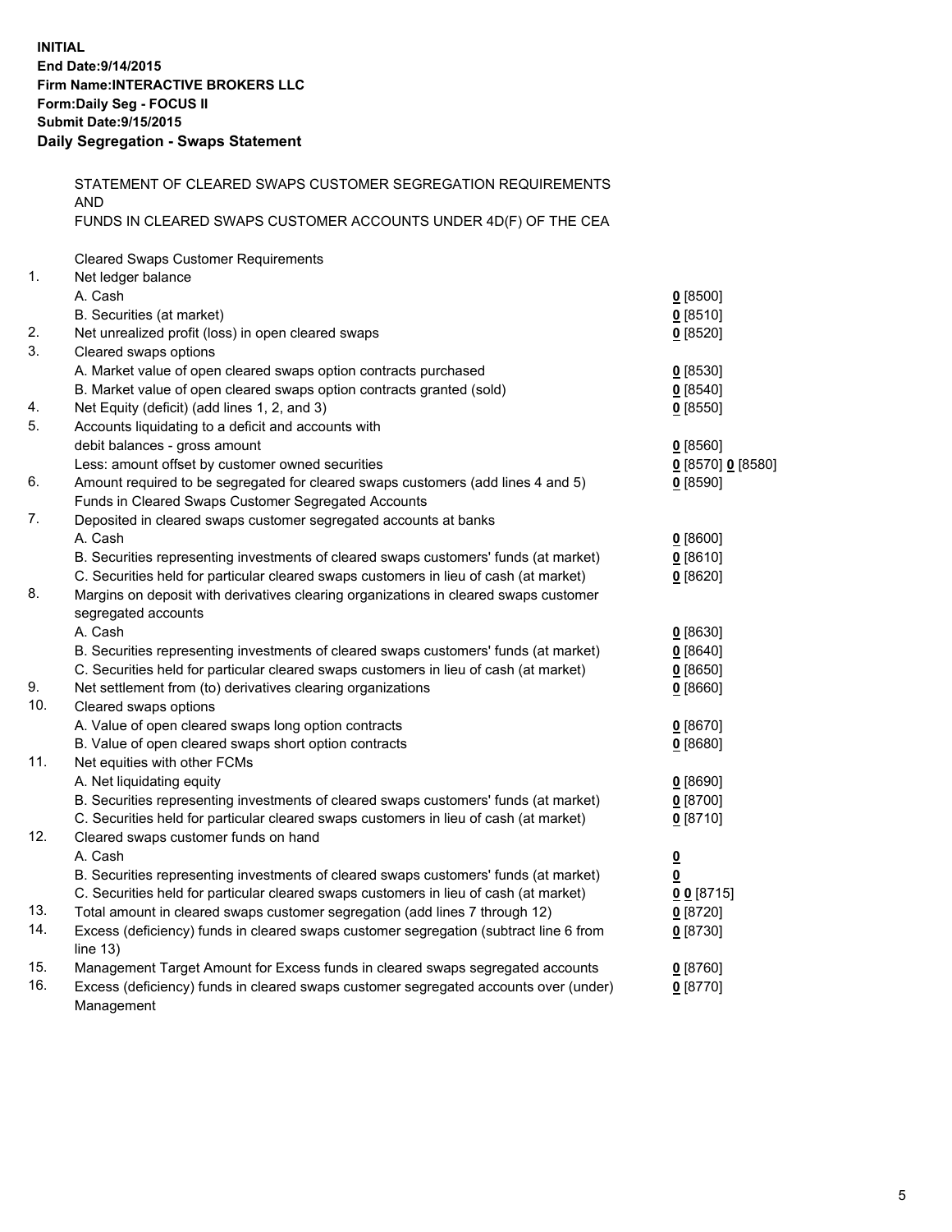**INITIAL**
**End Date:9/14/2015**
**Firm Name:INTERACTIVE BROKERS LLC**
**Form:Daily Seg - FOCUS II**
**Submit Date:9/15/2015**
**Daily Segregation - Swaps Statement**

STATEMENT OF CLEARED SWAPS CUSTOMER SEGREGATION REQUIREMENTS AND FUNDS IN CLEARED SWAPS CUSTOMER ACCOUNTS UNDER 4D(F) OF THE CEA

| | | |
|---|---|---|
| | Cleared Swaps Customer Requirements | |
| 1. | Net ledger balance | |
| | A. Cash | 0 [8500] |
| | B. Securities (at market) | 0 [8510] |
| 2. | Net unrealized profit (loss) in open cleared swaps | 0 [8520] |
| 3. | Cleared swaps options | |
| | A. Market value of open cleared swaps option contracts purchased | 0 [8530] |
| | B. Market value of open cleared swaps option contracts granted (sold) | 0 [8540] |
| 4. | Net Equity (deficit) (add lines 1, 2, and 3) | 0 [8550] |
| 5. | Accounts liquidating to a deficit and accounts with debit balances - gross amount | 0 [8560] |
| | Less: amount offset by customer owned securities | 0 [8570] 0 [8580] |
| 6. | Amount required to be segregated for cleared swaps customers (add lines 4 and 5) | 0 [8590] |
| | Funds in Cleared Swaps Customer Segregated Accounts | |
| 7. | Deposited in cleared swaps customer segregated accounts at banks | |
| | A. Cash | 0 [8600] |
| | B. Securities representing investments of cleared swaps customers' funds (at market) | 0 [8610] |
| | C. Securities held for particular cleared swaps customers in lieu of cash (at market) | 0 [8620] |
| 8. | Margins on deposit with derivatives clearing organizations in cleared swaps customer segregated accounts | |
| | A. Cash | 0 [8630] |
| | B. Securities representing investments of cleared swaps customers' funds (at market) | 0 [8640] |
| | C. Securities held for particular cleared swaps customers in lieu of cash (at market) | 0 [8650] |
| 9. | Net settlement from (to) derivatives clearing organizations | 0 [8660] |
| 10. | Cleared swaps options | |
| | A. Value of open cleared swaps long option contracts | 0 [8670] |
| | B. Value of open cleared swaps short option contracts | 0 [8680] |
| 11. | Net equities with other FCMs | |
| | A. Net liquidating equity | 0 [8690] |
| | B. Securities representing investments of cleared swaps customers' funds (at market) | 0 [8700] |
| | C. Securities held for particular cleared swaps customers in lieu of cash (at market) | 0 [8710] |
| 12. | Cleared swaps customer funds on hand | |
| | A. Cash | 0 |
| | B. Securities representing investments of cleared swaps customers' funds (at market) | 0 |
| | C. Securities held for particular cleared swaps customers in lieu of cash (at market) | 0 0 [8715] |
| 13. | Total amount in cleared swaps customer segregation (add lines 7 through 12) | 0 [8720] |
| 14. | Excess (deficiency) funds in cleared swaps customer segregation (subtract line 6 from line 13) | 0 [8730] |
| 15. | Management Target Amount for Excess funds in cleared swaps segregated accounts | 0 [8760] |
| 16. | Excess (deficiency) funds in cleared swaps customer segregated accounts over (under) Management | 0 [8770] |